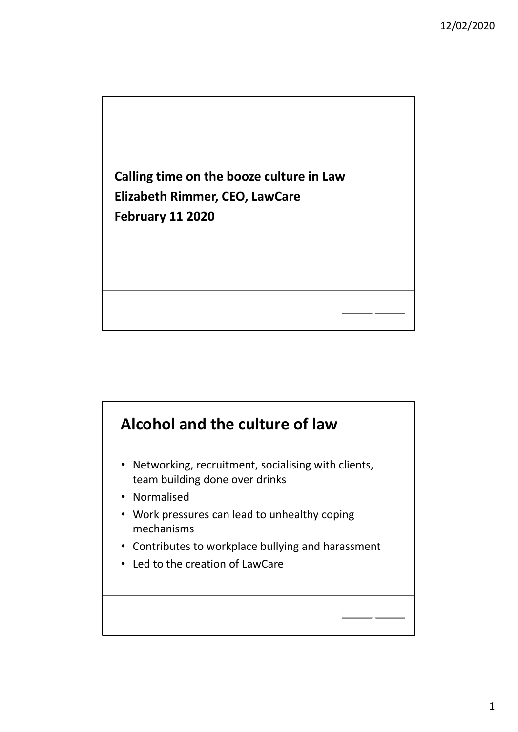**Calling time on the booze culture in Law**
**Elizabeth Rimmer, CEO, LawCare**
**February 11 2020**

## Alcohol and the culture of law

- Networking, recruitment, socialising with clients, team building done over drinks
- Normalised
- Work pressures can lead to unhealthy coping mechanisms
- Contributes to workplace bullying and harassment
- Led to the creation of LawCare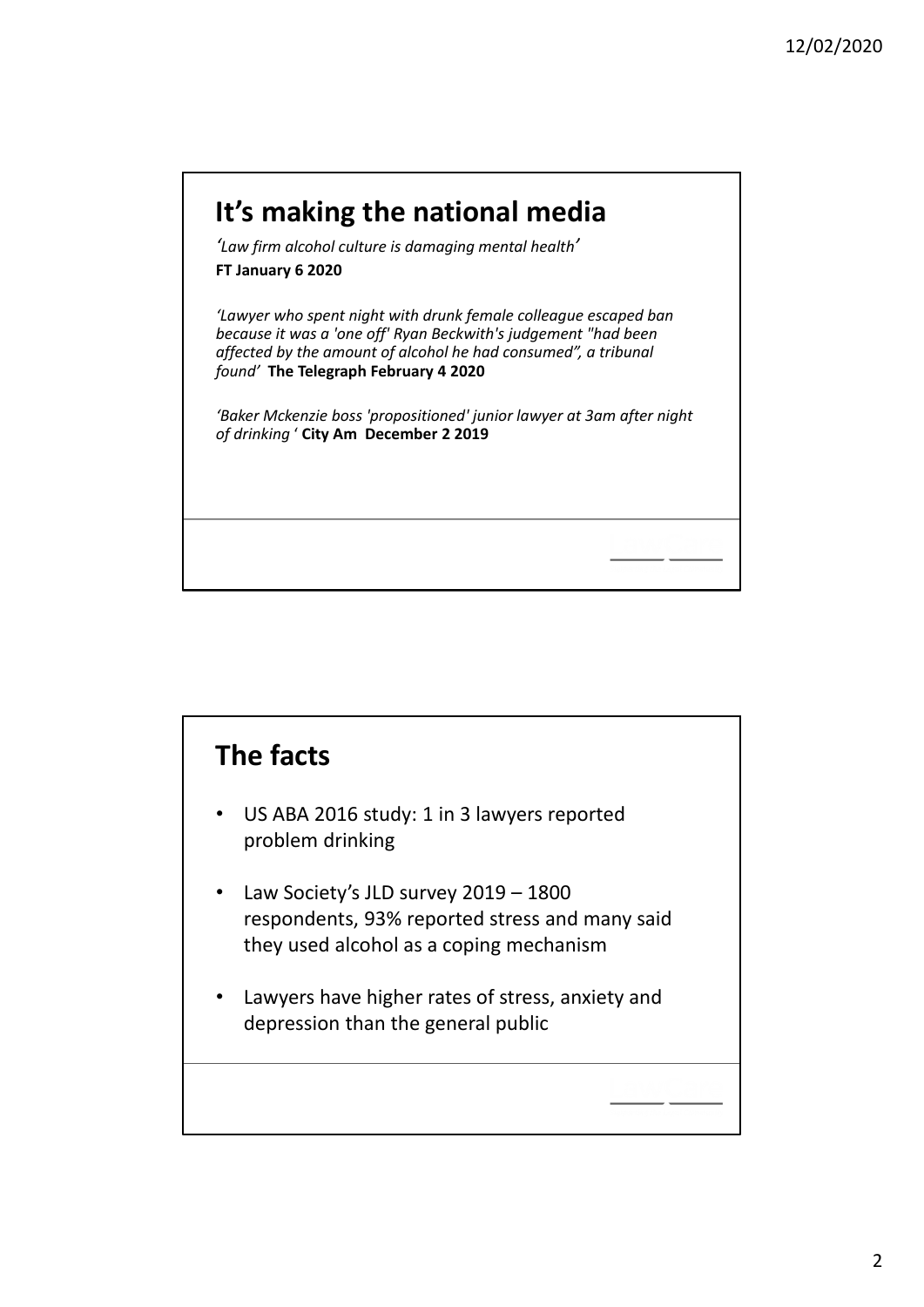## It's making the national media

*'Law firm alcohol culture is damaging mental health'*
**FT January 6 2020**

*'Lawyer who spent night with drunk female colleague escaped ban because it was a 'one off' Ryan Beckwith's judgement "had been affected by the amount of alcohol he had consumed", a tribunal found'* **The Telegraph February 4 2020**

*'Baker Mckenzie boss 'propositioned' junior lawyer at 3am after night of drinking '* **City Am December 2 2019**

## The facts

- US ABA 2016 study: 1 in 3 lawyers reported problem drinking
- Law Society's JLD survey 2019 – 1800 respondents, 93% reported stress and many said they used alcohol as a coping mechanism
- Lawyers have higher rates of stress, anxiety and depression than the general public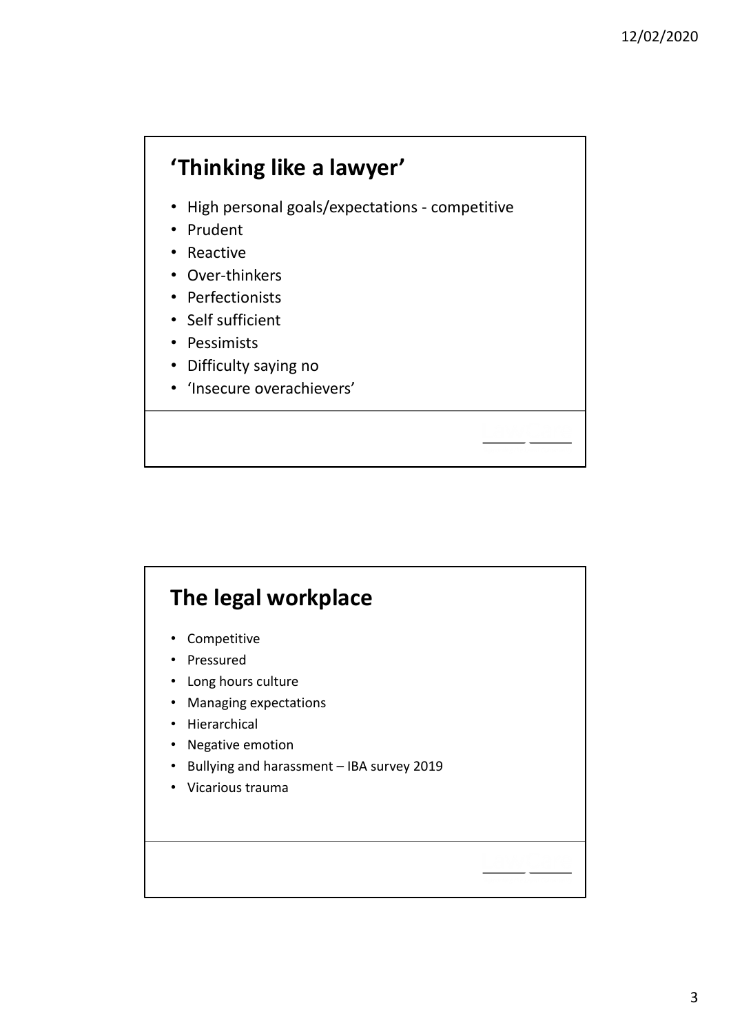## 'Thinking like a lawyer'

- High personal goals/expectations - competitive
- Prudent
- Reactive
- Over-thinkers
- Perfectionists
- Self sufficient
- Pessimists
- Difficulty saying no
- 'Insecure overachievers'

## The legal workplace

- Competitive
- Pressured
- Long hours culture
- Managing expectations
- Hierarchical
- Negative emotion
- Bullying and harassment – IBA survey 2019
- Vicarious trauma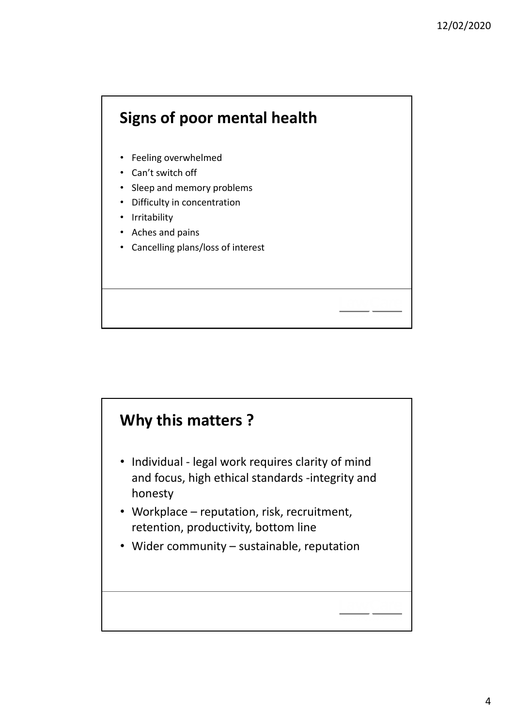## Signs of poor mental health

- Feeling overwhelmed
- Can't switch off
- Sleep and memory problems
- Difficulty in concentration
- Irritability
- Aches and pains
- Cancelling plans/loss of interest

## Why this matters ?

- Individual - legal work requires clarity of mind and focus, high ethical standards -integrity and honesty
- Workplace – reputation, risk, recruitment, retention, productivity, bottom line
- Wider community – sustainable, reputation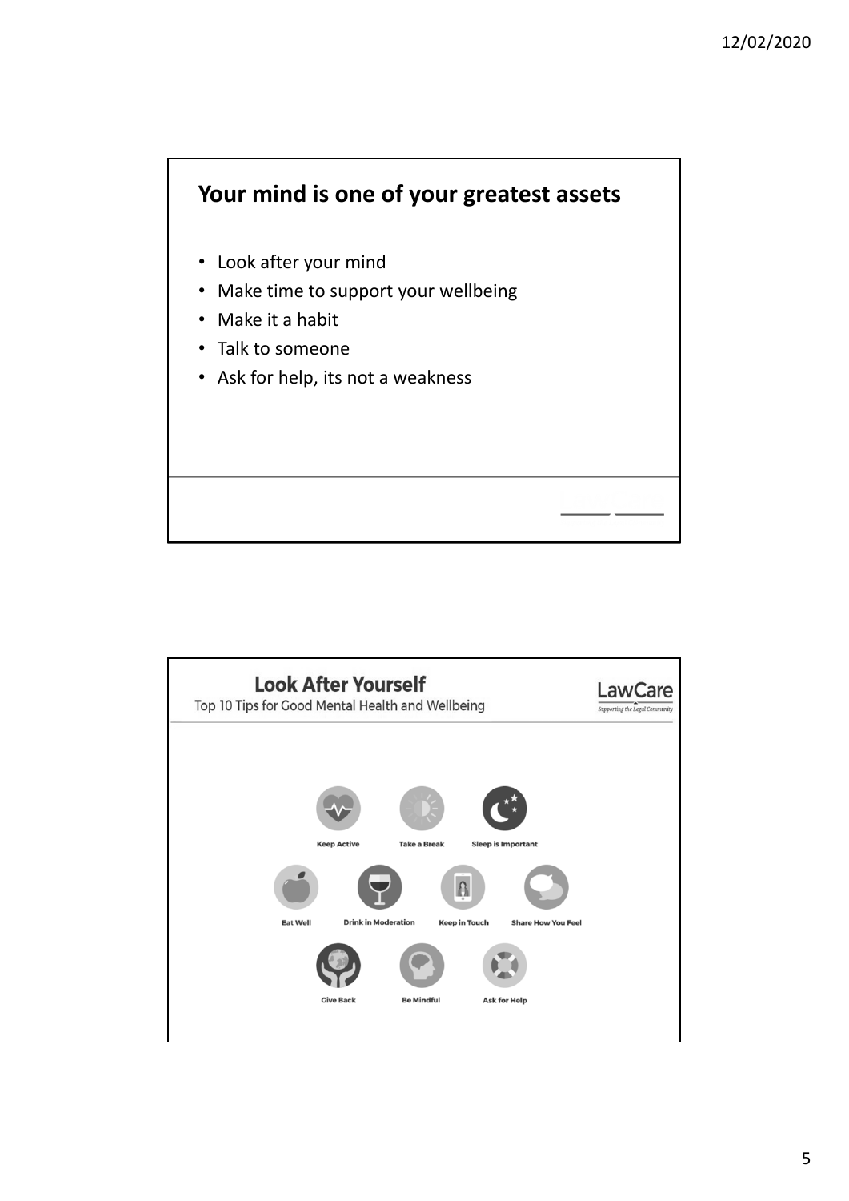## Your mind is one of your greatest assets

- Look after your mind
- Make time to support your wellbeing
- Make it a habit
- Talk to someone
- Ask for help, its not a weakness

## Look After Yourself

Top 10 Tips for Good Mental Health and Wellbeing

LawCare
*Supporting the Legal Community*

Keep Active

Take a Break

Sleep is Important

Eat Well

Drink in Moderation

Keep in Touch

Share How You Feel

Give Back

Be Mindful

Ask for Help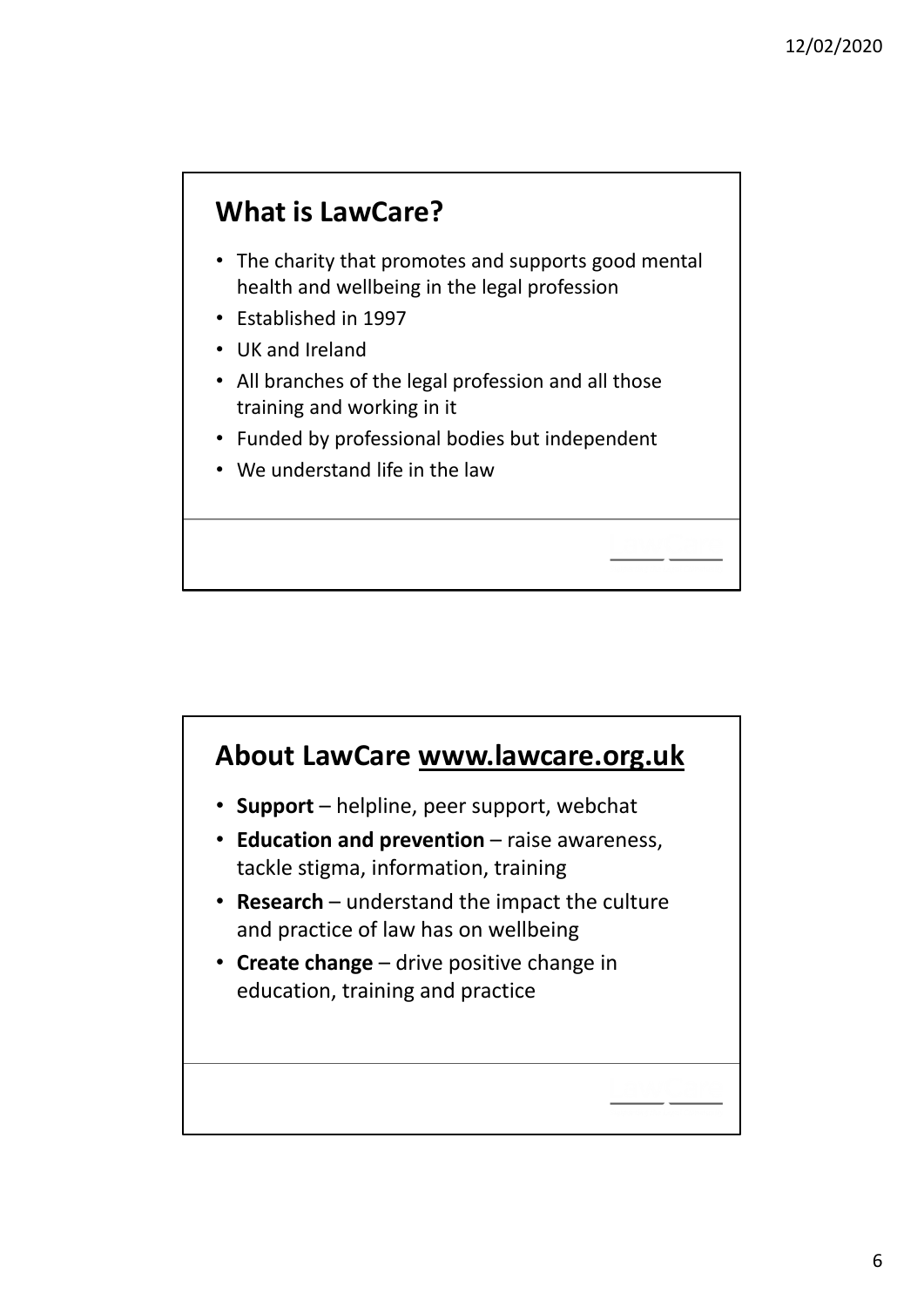## What is LawCare?

- The charity that promotes and supports good mental health and wellbeing in the legal profession
- Established in 1997
- UK and Ireland
- All branches of the legal profession and all those training and working in it
- Funded by professional bodies but independent
- We understand life in the law

## About LawCare www.lawcare.org.uk

- **Support** – helpline, peer support, webchat
- **Education and prevention** – raise awareness, tackle stigma, information, training
- **Research** – understand the impact the culture and practice of law has on wellbeing
- **Create change** – drive positive change in education, training and practice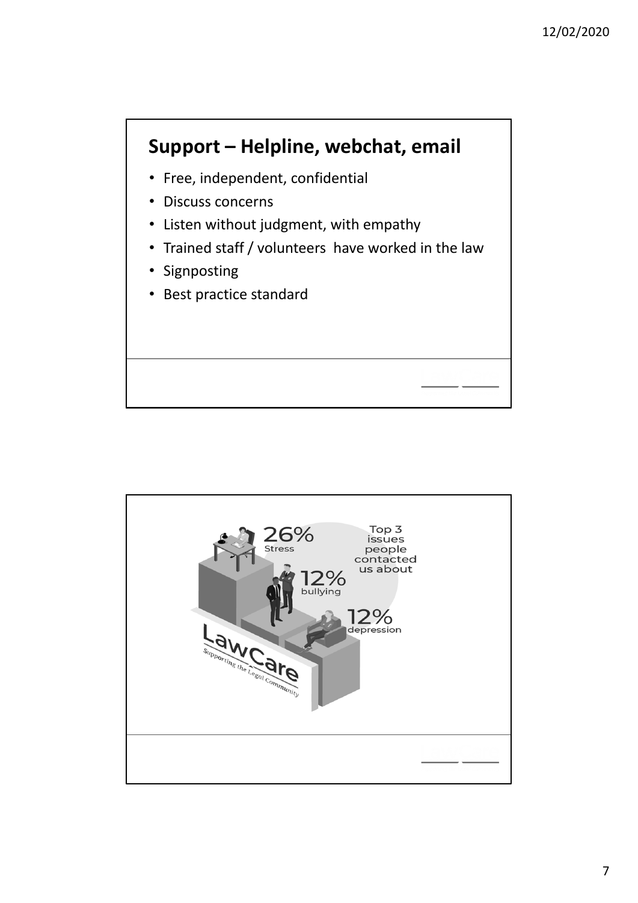## Support – Helpline, webchat, email

- Free, independent, confidential
- Discuss concerns
- Listen without judgment, with empathy
- Trained staff / volunteers have worked in the law
- Signposting
- Best practice standard

Top 3 issues people contacted us about

26% Stress

12% bullying

12% depression

LawCare
Supporting the Legal Community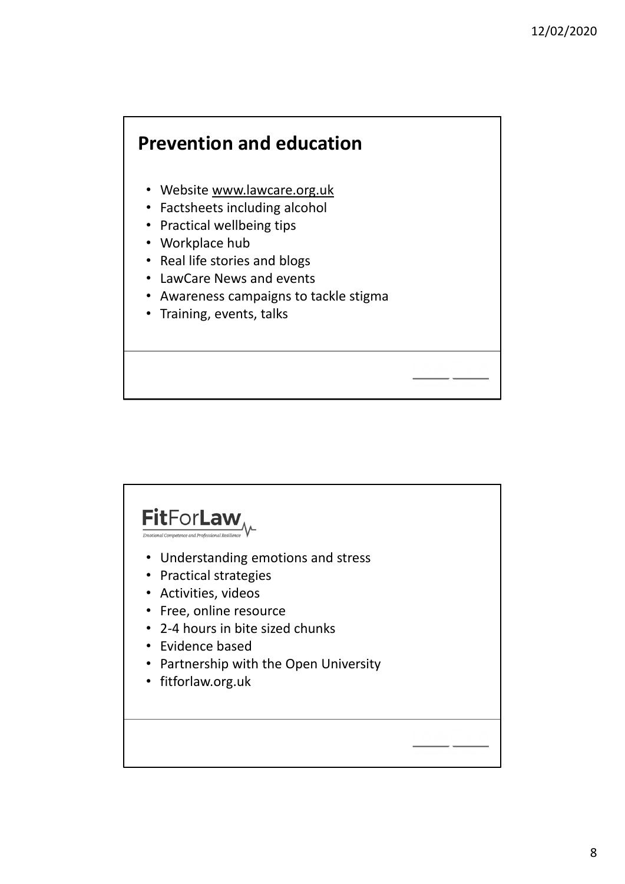## Prevention and education

- Website www.lawcare.org.uk
- Factsheets including alcohol
- Practical wellbeing tips
- Workplace hub
- Real life stories and blogs
- LawCare News and events
- Awareness campaigns to tackle stigma
- Training, events, talks

## **Fit**For**Law**

*Emotional Competence and Professional Resilience*

- Understanding emotions and stress
- Practical strategies
- Activities, videos
- Free, online resource
- 2-4 hours in bite sized chunks
- Evidence based
- Partnership with the Open University
- fitforlaw.org.uk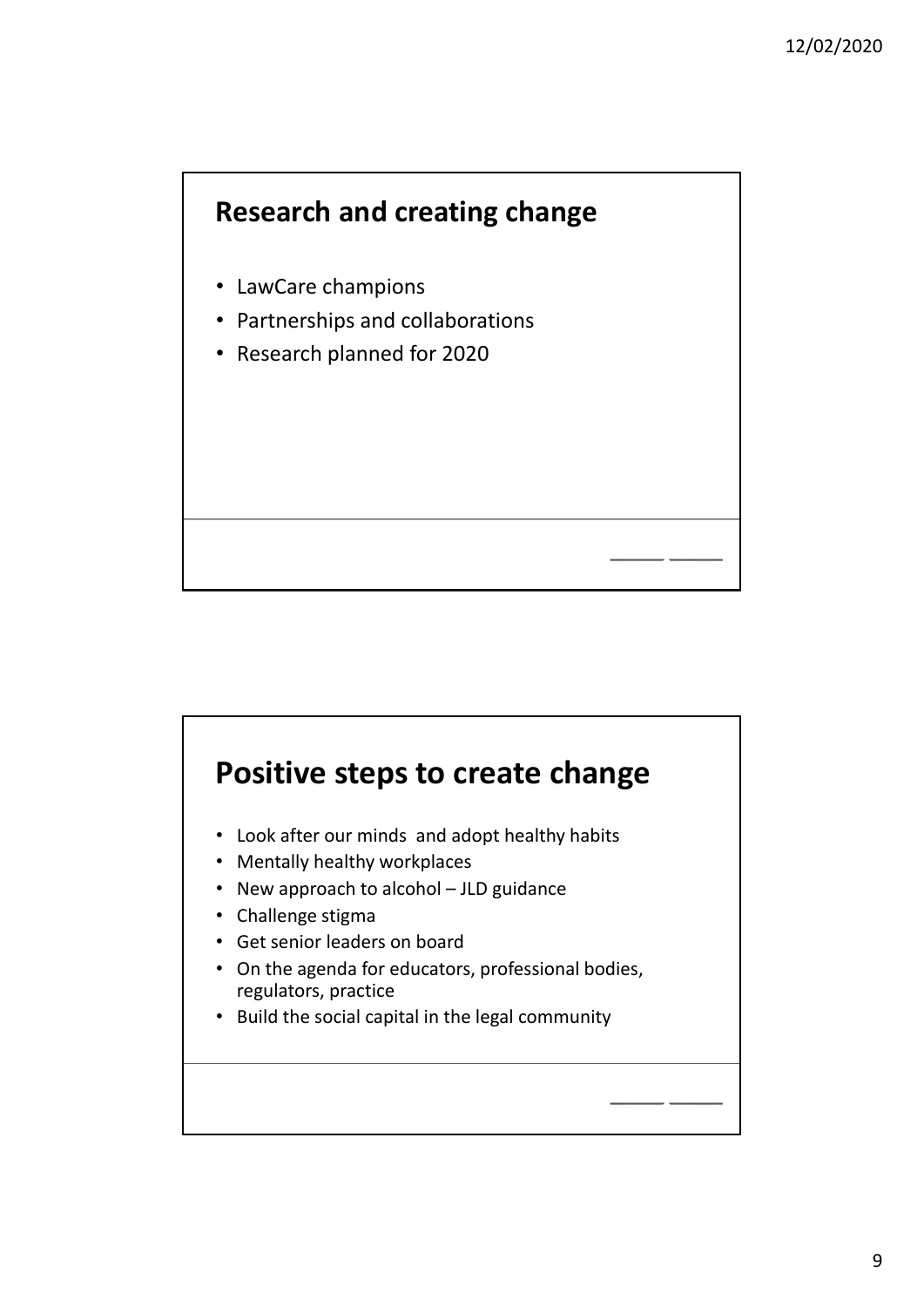## Research and creating change

- LawCare champions
- Partnerships and collaborations
- Research planned for 2020

## Positive steps to create change

- Look after our minds and adopt healthy habits
- Mentally healthy workplaces
- New approach to alcohol – JLD guidance
- Challenge stigma
- Get senior leaders on board
- On the agenda for educators, professional bodies, regulators, practice
- Build the social capital in the legal community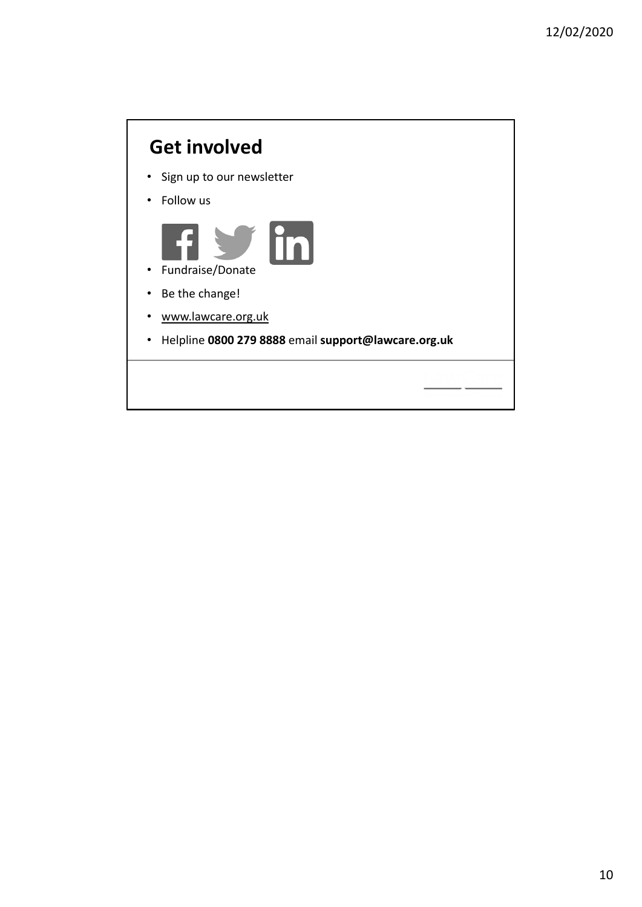## Get involved

- Sign up to our newsletter
- Follow us
- Fundraise/Donate
- Be the change!
- www.lawcare.org.uk
- Helpline **0800 279 8888** email **support@lawcare.org.uk**